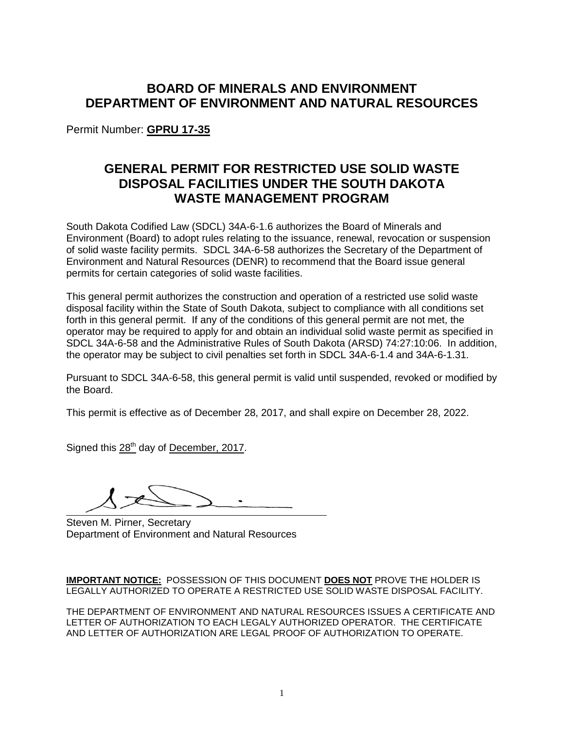# BOARD OF MINERALS AND ENVIRONMENT
# DEPARTMENT OF ENVIRONMENT AND NATURAL RESOURCES

Permit Number: **GPRU 17-35**

## GENERAL PERMIT FOR RESTRICTED USE SOLID WASTE DISPOSAL FACILITIES UNDER THE SOUTH DAKOTA WASTE MANAGEMENT PROGRAM

South Dakota Codified Law (SDCL) 34A-6-1.6 authorizes the Board of Minerals and Environment (Board) to adopt rules relating to the issuance, renewal, revocation or suspension of solid waste facility permits. SDCL 34A-6-58 authorizes the Secretary of the Department of Environment and Natural Resources (DENR) to recommend that the Board issue general permits for certain categories of solid waste facilities.

This general permit authorizes the construction and operation of a restricted use solid waste disposal facility within the State of South Dakota, subject to compliance with all conditions set forth in this general permit. If any of the conditions of this general permit are not met, the operator may be required to apply for and obtain an individual solid waste permit as specified in SDCL 34A-6-58 and the Administrative Rules of South Dakota (ARSD) 74:27:10:06. In addition, the operator may be subject to civil penalties set forth in SDCL 34A-6-1.4 and 34A-6-1.31.

Pursuant to SDCL 34A-6-58, this general permit is valid until suspended, revoked or modified by the Board.

This permit is effective as of December 28, 2017, and shall expire on December 28, 2022.

Signed this 28th day of December, 2017.

Steven M. Pirner, Secretary
Department of Environment and Natural Resources

**IMPORTANT NOTICE:** POSSESSION OF THIS DOCUMENT **DOES NOT** PROVE THE HOLDER IS LEGALLY AUTHORIZED TO OPERATE A RESTRICTED USE SOLID WASTE DISPOSAL FACILITY.

THE DEPARTMENT OF ENVIRONMENT AND NATURAL RESOURCES ISSUES A CERTIFICATE AND LETTER OF AUTHORIZATION TO EACH LEGALY AUTHORIZED OPERATOR. THE CERTIFICATE AND LETTER OF AUTHORIZATION ARE LEGAL PROOF OF AUTHORIZATION TO OPERATE.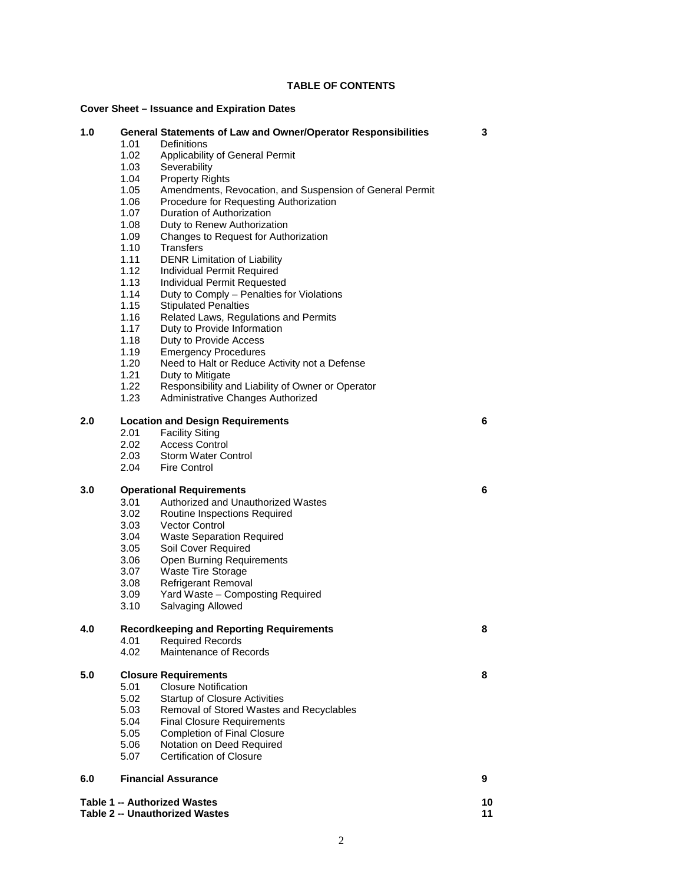# TABLE OF CONTENTS

**Cover Sheet – Issuance and Expiration Dates**

| | | | |
|---|---|---|---|
| **1.0** | **General Statements of Law and Owner/Operator Responsibilities** | | **3** |
| | 1.01 | Definitions | |
| | 1.02 | Applicability of General Permit | |
| | 1.03 | Severability | |
| | 1.04 | Property Rights | |
| | 1.05 | Amendments, Revocation, and Suspension of General Permit | |
| | 1.06 | Procedure for Requesting Authorization | |
| | 1.07 | Duration of Authorization | |
| | 1.08 | Duty to Renew Authorization | |
| | 1.09 | Changes to Request for Authorization | |
| | 1.10 | Transfers | |
| | 1.11 | DENR Limitation of Liability | |
| | 1.12 | Individual Permit Required | |
| | 1.13 | Individual Permit Requested | |
| | 1.14 | Duty to Comply – Penalties for Violations | |
| | 1.15 | Stipulated Penalties | |
| | 1.16 | Related Laws, Regulations and Permits | |
| | 1.17 | Duty to Provide Information | |
| | 1.18 | Duty to Provide Access | |
| | 1.19 | Emergency Procedures | |
| | 1.20 | Need to Halt or Reduce Activity not a Defense | |
| | 1.21 | Duty to Mitigate | |
| | 1.22 | Responsibility and Liability of Owner or Operator | |
| | 1.23 | Administrative Changes Authorized | |
| **2.0** | **Location and Design Requirements** | | **6** |
| | 2.01 | Facility Siting | |
| | 2.02 | Access Control | |
| | 2.03 | Storm Water Control | |
| | 2.04 | Fire Control | |
| **3.0** | **Operational Requirements** | | **6** |
| | 3.01 | Authorized and Unauthorized Wastes | |
| | 3.02 | Routine Inspections Required | |
| | 3.03 | Vector Control | |
| | 3.04 | Waste Separation Required | |
| | 3.05 | Soil Cover Required | |
| | 3.06 | Open Burning Requirements | |
| | 3.07 | Waste Tire Storage | |
| | 3.08 | Refrigerant Removal | |
| | 3.09 | Yard Waste – Composting Required | |
| | 3.10 | Salvaging Allowed | |
| **4.0** | **Recordkeeping and Reporting Requirements** | | **8** |
| | 4.01 | Required Records | |
| | 4.02 | Maintenance of Records | |
| **5.0** | **Closure Requirements** | | **8** |
| | 5.01 | Closure Notification | |
| | 5.02 | Startup of Closure Activities | |
| | 5.03 | Removal of Stored Wastes and Recyclables | |
| | 5.04 | Final Closure Requirements | |
| | 5.05 | Completion of Final Closure | |
| | 5.06 | Notation on Deed Required | |
| | 5.07 | Certification of Closure | |
| **6.0** | **Financial Assurance** | | **9** |

**Table 1 -- Authorized Wastes** **10**
**Table 2 -- Unauthorized Wastes** **11**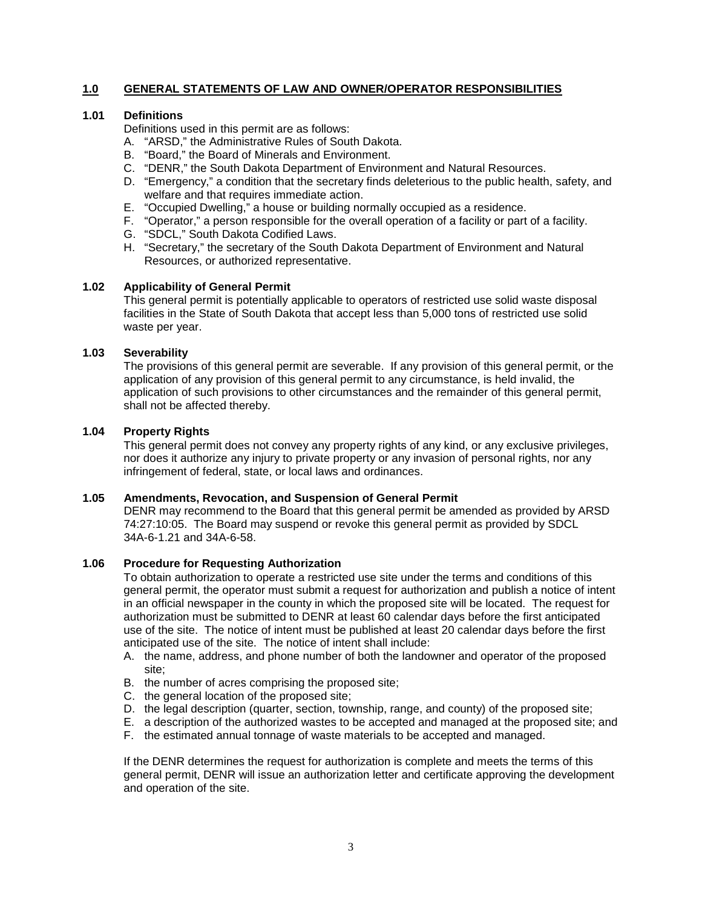## 1.0 GENERAL STATEMENTS OF LAW AND OWNER/OPERATOR RESPONSIBILITIES

### 1.01 Definitions

Definitions used in this permit are as follows:

A. "ARSD," the Administrative Rules of South Dakota.
B. "Board," the Board of Minerals and Environment.
C. "DENR," the South Dakota Department of Environment and Natural Resources.
D. "Emergency," a condition that the secretary finds deleterious to the public health, safety, and welfare and that requires immediate action.
E. "Occupied Dwelling," a house or building normally occupied as a residence.
F. "Operator," a person responsible for the overall operation of a facility or part of a facility.
G. "SDCL," South Dakota Codified Laws.
H. "Secretary," the secretary of the South Dakota Department of Environment and Natural Resources, or authorized representative.

### 1.02 Applicability of General Permit

This general permit is potentially applicable to operators of restricted use solid waste disposal facilities in the State of South Dakota that accept less than 5,000 tons of restricted use solid waste per year.

### 1.03 Severability

The provisions of this general permit are severable. If any provision of this general permit, or the application of any provision of this general permit to any circumstance, is held invalid, the application of such provisions to other circumstances and the remainder of this general permit, shall not be affected thereby.

### 1.04 Property Rights

This general permit does not convey any property rights of any kind, or any exclusive privileges, nor does it authorize any injury to private property or any invasion of personal rights, nor any infringement of federal, state, or local laws and ordinances.

### 1.05 Amendments, Revocation, and Suspension of General Permit

DENR may recommend to the Board that this general permit be amended as provided by ARSD 74:27:10:05. The Board may suspend or revoke this general permit as provided by SDCL 34A-6-1.21 and 34A-6-58.

### 1.06 Procedure for Requesting Authorization

To obtain authorization to operate a restricted use site under the terms and conditions of this general permit, the operator must submit a request for authorization and publish a notice of intent in an official newspaper in the county in which the proposed site will be located. The request for authorization must be submitted to DENR at least 60 calendar days before the first anticipated use of the site. The notice of intent must be published at least 20 calendar days before the first anticipated use of the site. The notice of intent shall include:

A. the name, address, and phone number of both the landowner and operator of the proposed site;
B. the number of acres comprising the proposed site;
C. the general location of the proposed site;
D. the legal description (quarter, section, township, range, and county) of the proposed site;
E. a description of the authorized wastes to be accepted and managed at the proposed site; and
F. the estimated annual tonnage of waste materials to be accepted and managed.

If the DENR determines the request for authorization is complete and meets the terms of this general permit, DENR will issue an authorization letter and certificate approving the development and operation of the site.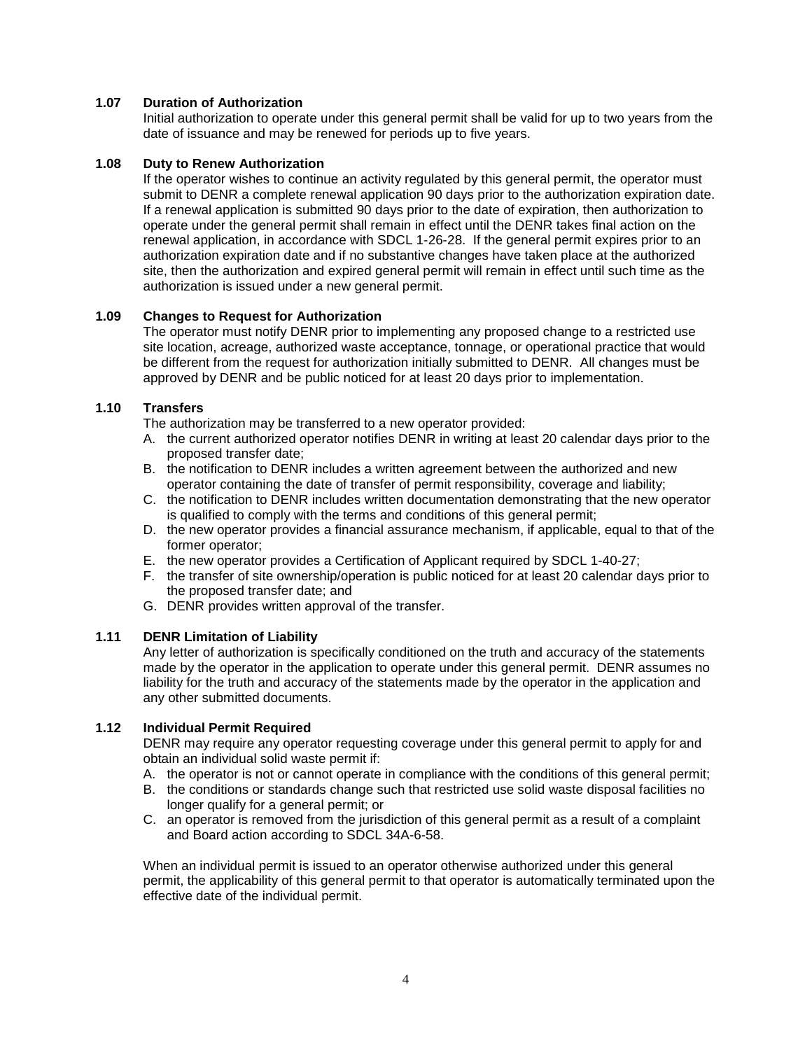### 1.07 Duration of Authorization

Initial authorization to operate under this general permit shall be valid for up to two years from the date of issuance and may be renewed for periods up to five years.

### 1.08 Duty to Renew Authorization

If the operator wishes to continue an activity regulated by this general permit, the operator must submit to DENR a complete renewal application 90 days prior to the authorization expiration date. If a renewal application is submitted 90 days prior to the date of expiration, then authorization to operate under the general permit shall remain in effect until the DENR takes final action on the renewal application, in accordance with SDCL 1-26-28. If the general permit expires prior to an authorization expiration date and if no substantive changes have taken place at the authorized site, then the authorization and expired general permit will remain in effect until such time as the authorization is issued under a new general permit.

### 1.09 Changes to Request for Authorization

The operator must notify DENR prior to implementing any proposed change to a restricted use site location, acreage, authorized waste acceptance, tonnage, or operational practice that would be different from the request for authorization initially submitted to DENR. All changes must be approved by DENR and be public noticed for at least 20 days prior to implementation.

### 1.10 Transfers

The authorization may be transferred to a new operator provided:

A. the current authorized operator notifies DENR in writing at least 20 calendar days prior to the proposed transfer date;
B. the notification to DENR includes a written agreement between the authorized and new operator containing the date of transfer of permit responsibility, coverage and liability;
C. the notification to DENR includes written documentation demonstrating that the new operator is qualified to comply with the terms and conditions of this general permit;
D. the new operator provides a financial assurance mechanism, if applicable, equal to that of the former operator;
E. the new operator provides a Certification of Applicant required by SDCL 1-40-27;
F. the transfer of site ownership/operation is public noticed for at least 20 calendar days prior to the proposed transfer date; and
G. DENR provides written approval of the transfer.

### 1.11 DENR Limitation of Liability

Any letter of authorization is specifically conditioned on the truth and accuracy of the statements made by the operator in the application to operate under this general permit. DENR assumes no liability for the truth and accuracy of the statements made by the operator in the application and any other submitted documents.

### 1.12 Individual Permit Required

DENR may require any operator requesting coverage under this general permit to apply for and obtain an individual solid waste permit if:

A. the operator is not or cannot operate in compliance with the conditions of this general permit;
B. the conditions or standards change such that restricted use solid waste disposal facilities no longer qualify for a general permit; or
C. an operator is removed from the jurisdiction of this general permit as a result of a complaint and Board action according to SDCL 34A-6-58.

When an individual permit is issued to an operator otherwise authorized under this general permit, the applicability of this general permit to that operator is automatically terminated upon the effective date of the individual permit.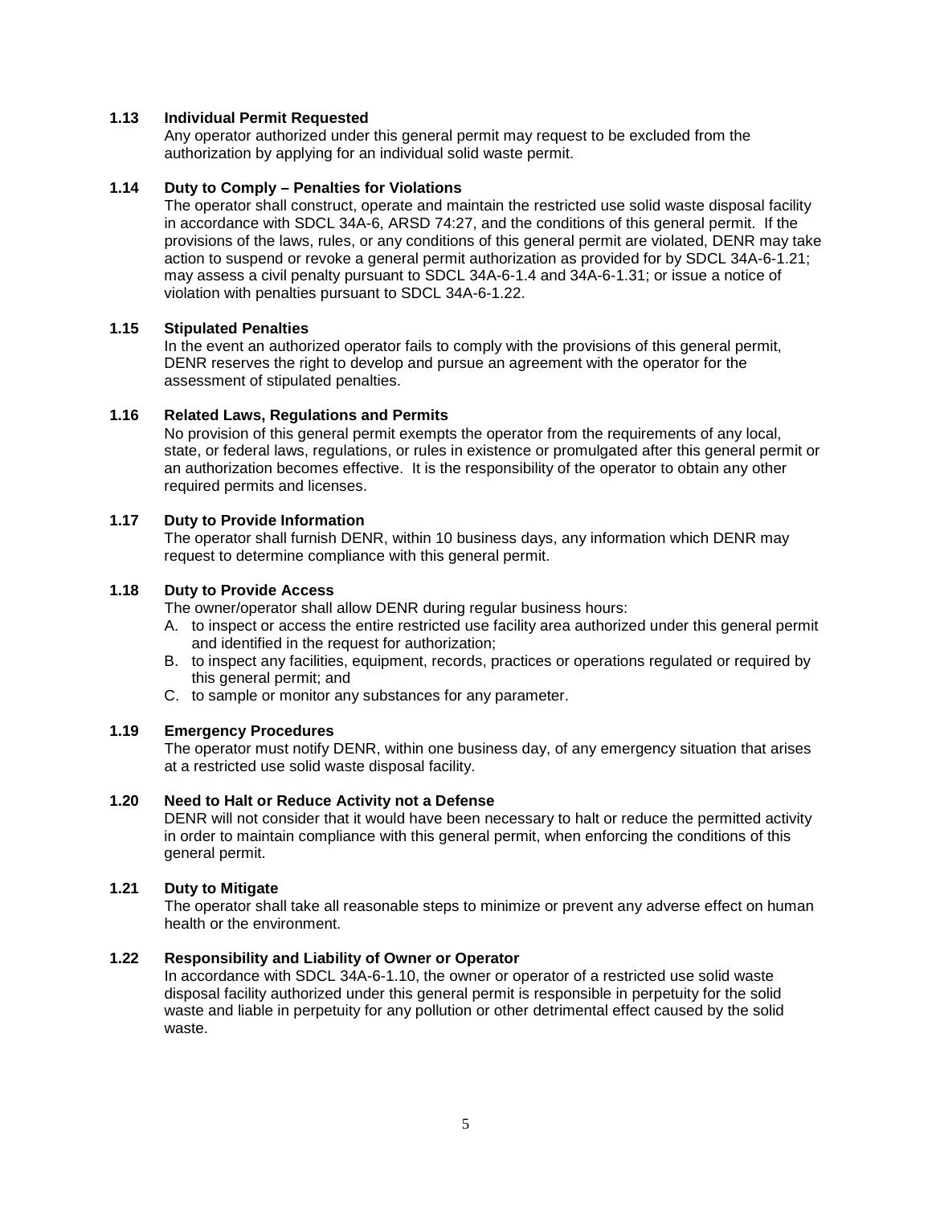### 1.13 Individual Permit Requested

Any operator authorized under this general permit may request to be excluded from the authorization by applying for an individual solid waste permit.

### 1.14 Duty to Comply – Penalties for Violations

The operator shall construct, operate and maintain the restricted use solid waste disposal facility in accordance with SDCL 34A-6, ARSD 74:27, and the conditions of this general permit. If the provisions of the laws, rules, or any conditions of this general permit are violated, DENR may take action to suspend or revoke a general permit authorization as provided for by SDCL 34A-6-1.21; may assess a civil penalty pursuant to SDCL 34A-6-1.4 and 34A-6-1.31; or issue a notice of violation with penalties pursuant to SDCL 34A-6-1.22.

### 1.15 Stipulated Penalties

In the event an authorized operator fails to comply with the provisions of this general permit, DENR reserves the right to develop and pursue an agreement with the operator for the assessment of stipulated penalties.

### 1.16 Related Laws, Regulations and Permits

No provision of this general permit exempts the operator from the requirements of any local, state, or federal laws, regulations, or rules in existence or promulgated after this general permit or an authorization becomes effective. It is the responsibility of the operator to obtain any other required permits and licenses.

### 1.17 Duty to Provide Information

The operator shall furnish DENR, within 10 business days, any information which DENR may request to determine compliance with this general permit.

### 1.18 Duty to Provide Access

The owner/operator shall allow DENR during regular business hours:

A. to inspect or access the entire restricted use facility area authorized under this general permit and identified in the request for authorization;
B. to inspect any facilities, equipment, records, practices or operations regulated or required by this general permit; and
C. to sample or monitor any substances for any parameter.

### 1.19 Emergency Procedures

The operator must notify DENR, within one business day, of any emergency situation that arises at a restricted use solid waste disposal facility.

### 1.20 Need to Halt or Reduce Activity not a Defense

DENR will not consider that it would have been necessary to halt or reduce the permitted activity in order to maintain compliance with this general permit, when enforcing the conditions of this general permit.

### 1.21 Duty to Mitigate

The operator shall take all reasonable steps to minimize or prevent any adverse effect on human health or the environment.

### 1.22 Responsibility and Liability of Owner or Operator

In accordance with SDCL 34A-6-1.10, the owner or operator of a restricted use solid waste disposal facility authorized under this general permit is responsible in perpetuity for the solid waste and liable in perpetuity for any pollution or other detrimental effect caused by the solid waste.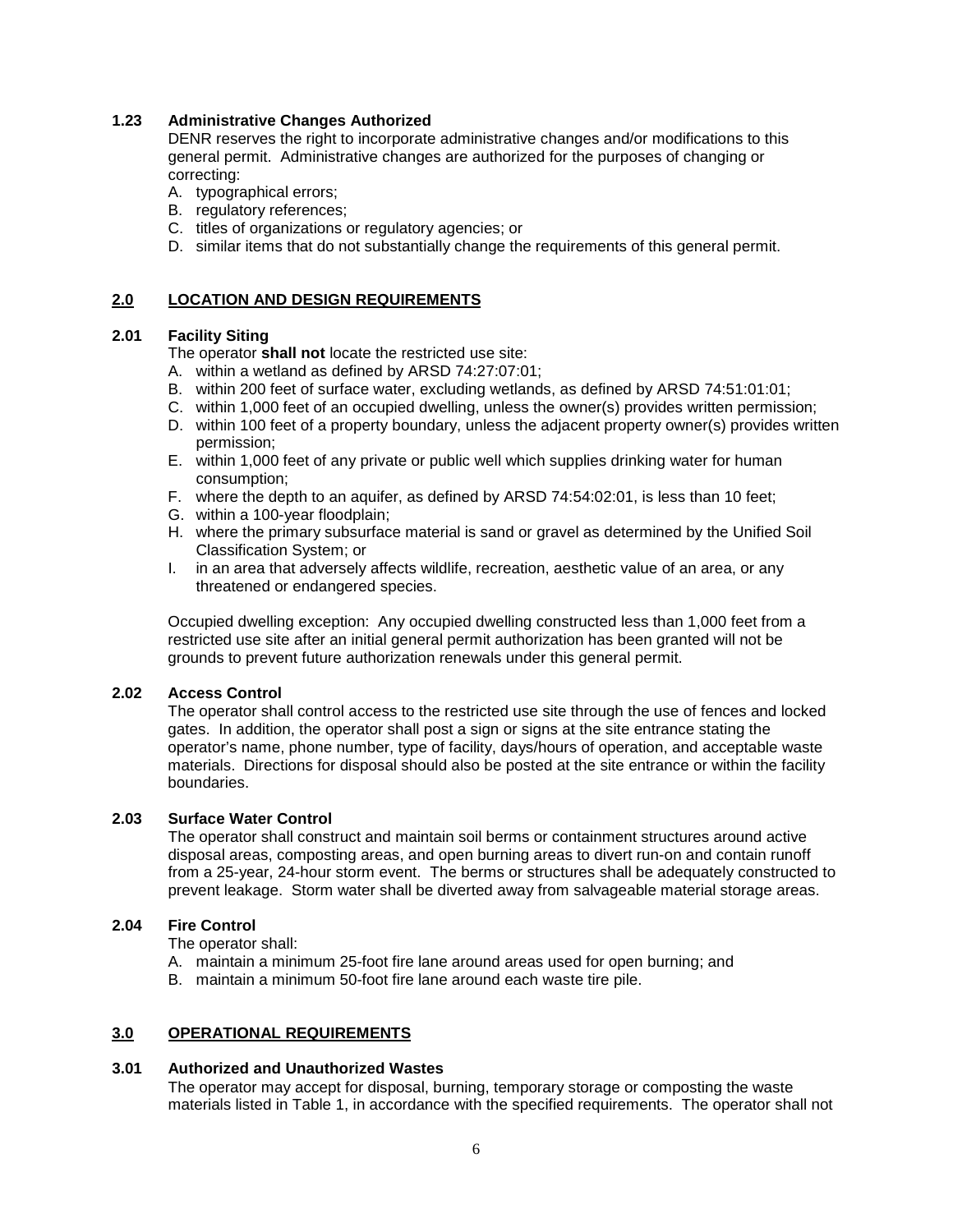### 1.23 Administrative Changes Authorized

DENR reserves the right to incorporate administrative changes and/or modifications to this general permit. Administrative changes are authorized for the purposes of changing or correcting:

A. typographical errors;
B. regulatory references;
C. titles of organizations or regulatory agencies; or
D. similar items that do not substantially change the requirements of this general permit.

## 2.0 LOCATION AND DESIGN REQUIREMENTS

### 2.01 Facility Siting

The operator **shall not** locate the restricted use site:

A. within a wetland as defined by ARSD 74:27:07:01;
B. within 200 feet of surface water, excluding wetlands, as defined by ARSD 74:51:01:01;
C. within 1,000 feet of an occupied dwelling, unless the owner(s) provides written permission;
D. within 100 feet of a property boundary, unless the adjacent property owner(s) provides written permission;
E. within 1,000 feet of any private or public well which supplies drinking water for human consumption;
F. where the depth to an aquifer, as defined by ARSD 74:54:02:01, is less than 10 feet;
G. within a 100-year floodplain;
H. where the primary subsurface material is sand or gravel as determined by the Unified Soil Classification System; or
I. in an area that adversely affects wildlife, recreation, aesthetic value of an area, or any threatened or endangered species.

Occupied dwelling exception: Any occupied dwelling constructed less than 1,000 feet from a restricted use site after an initial general permit authorization has been granted will not be grounds to prevent future authorization renewals under this general permit.

### 2.02 Access Control

The operator shall control access to the restricted use site through the use of fences and locked gates. In addition, the operator shall post a sign or signs at the site entrance stating the operator's name, phone number, type of facility, days/hours of operation, and acceptable waste materials. Directions for disposal should also be posted at the site entrance or within the facility boundaries.

### 2.03 Surface Water Control

The operator shall construct and maintain soil berms or containment structures around active disposal areas, composting areas, and open burning areas to divert run-on and contain runoff from a 25-year, 24-hour storm event. The berms or structures shall be adequately constructed to prevent leakage. Storm water shall be diverted away from salvageable material storage areas.

### 2.04 Fire Control

The operator shall:

A. maintain a minimum 25-foot fire lane around areas used for open burning; and
B. maintain a minimum 50-foot fire lane around each waste tire pile.

## 3.0 OPERATIONAL REQUIREMENTS

### 3.01 Authorized and Unauthorized Wastes

The operator may accept for disposal, burning, temporary storage or composting the waste materials listed in Table 1, in accordance with the specified requirements. The operator shall not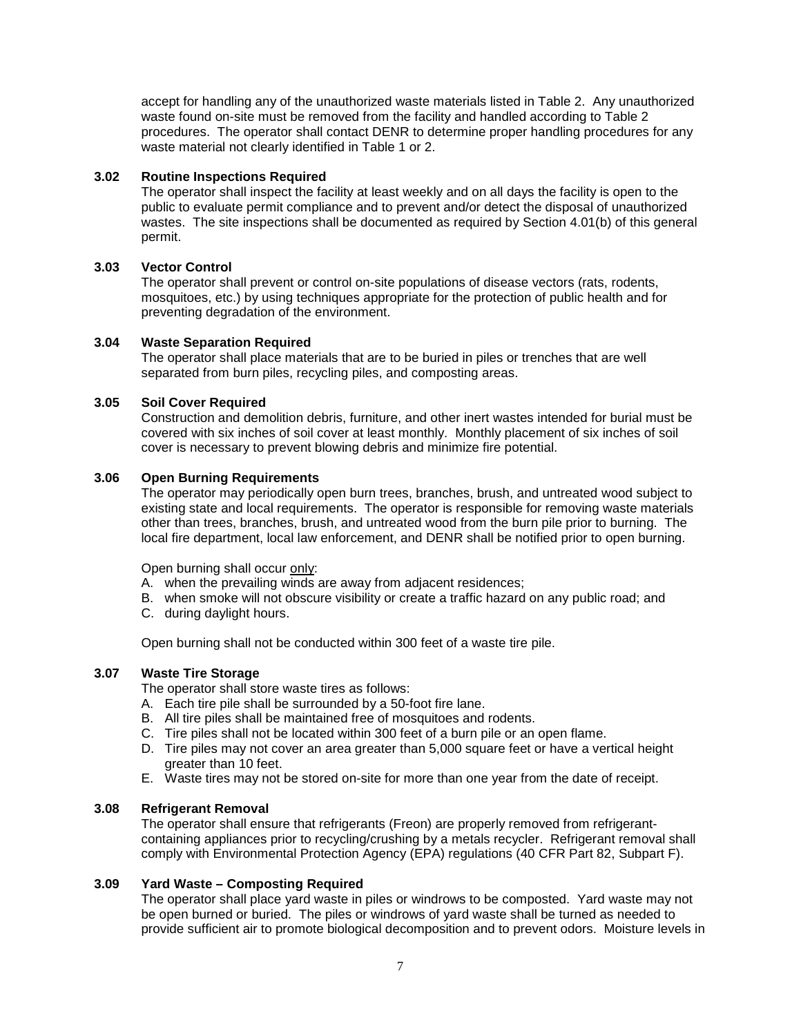accept for handling any of the unauthorized waste materials listed in Table 2. Any unauthorized waste found on-site must be removed from the facility and handled according to Table 2 procedures. The operator shall contact DENR to determine proper handling procedures for any waste material not clearly identified in Table 1 or 2.

### 3.02 Routine Inspections Required

The operator shall inspect the facility at least weekly and on all days the facility is open to the public to evaluate permit compliance and to prevent and/or detect the disposal of unauthorized wastes. The site inspections shall be documented as required by Section 4.01(b) of this general permit.

### 3.03 Vector Control

The operator shall prevent or control on-site populations of disease vectors (rats, rodents, mosquitoes, etc.) by using techniques appropriate for the protection of public health and for preventing degradation of the environment.

### 3.04 Waste Separation Required

The operator shall place materials that are to be buried in piles or trenches that are well separated from burn piles, recycling piles, and composting areas.

### 3.05 Soil Cover Required

Construction and demolition debris, furniture, and other inert wastes intended for burial must be covered with six inches of soil cover at least monthly. Monthly placement of six inches of soil cover is necessary to prevent blowing debris and minimize fire potential.

### 3.06 Open Burning Requirements

The operator may periodically open burn trees, branches, brush, and untreated wood subject to existing state and local requirements. The operator is responsible for removing waste materials other than trees, branches, brush, and untreated wood from the burn pile prior to burning. The local fire department, local law enforcement, and DENR shall be notified prior to open burning.

Open burning shall occur only:

A. when the prevailing winds are away from adjacent residences;
B. when smoke will not obscure visibility or create a traffic hazard on any public road; and
C. during daylight hours.

Open burning shall not be conducted within 300 feet of a waste tire pile.

### 3.07 Waste Tire Storage

The operator shall store waste tires as follows:

A. Each tire pile shall be surrounded by a 50-foot fire lane.
B. All tire piles shall be maintained free of mosquitoes and rodents.
C. Tire piles shall not be located within 300 feet of a burn pile or an open flame.
D. Tire piles may not cover an area greater than 5,000 square feet or have a vertical height greater than 10 feet.
E. Waste tires may not be stored on-site for more than one year from the date of receipt.

### 3.08 Refrigerant Removal

The operator shall ensure that refrigerants (Freon) are properly removed from refrigerant-containing appliances prior to recycling/crushing by a metals recycler. Refrigerant removal shall comply with Environmental Protection Agency (EPA) regulations (40 CFR Part 82, Subpart F).

### 3.09 Yard Waste – Composting Required

The operator shall place yard waste in piles or windrows to be composted. Yard waste may not be open burned or buried. The piles or windrows of yard waste shall be turned as needed to provide sufficient air to promote biological decomposition and to prevent odors. Moisture levels in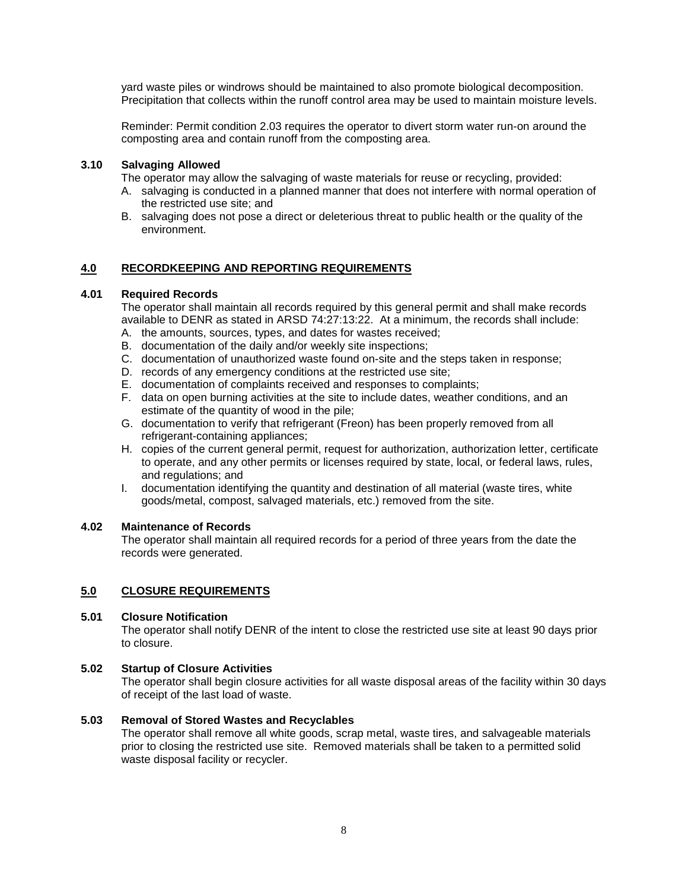yard waste piles or windrows should be maintained to also promote biological decomposition. Precipitation that collects within the runoff control area may be used to maintain moisture levels.

Reminder: Permit condition 2.03 requires the operator to divert storm water run-on around the composting area and contain runoff from the composting area.

**3.10 Salvaging Allowed**

The operator may allow the salvaging of waste materials for reuse or recycling, provided:

A. salvaging is conducted in a planned manner that does not interfere with normal operation of the restricted use site; and
B. salvaging does not pose a direct or deleterious threat to public health or the quality of the environment.

## 4.0 RECORDKEEPING AND REPORTING REQUIREMENTS

**4.01 Required Records**

The operator shall maintain all records required by this general permit and shall make records available to DENR as stated in ARSD 74:27:13:22. At a minimum, the records shall include:

A. the amounts, sources, types, and dates for wastes received;
B. documentation of the daily and/or weekly site inspections;
C. documentation of unauthorized waste found on-site and the steps taken in response;
D. records of any emergency conditions at the restricted use site;
E. documentation of complaints received and responses to complaints;
F. data on open burning activities at the site to include dates, weather conditions, and an estimate of the quantity of wood in the pile;
G. documentation to verify that refrigerant (Freon) has been properly removed from all refrigerant-containing appliances;
H. copies of the current general permit, request for authorization, authorization letter, certificate to operate, and any other permits or licenses required by state, local, or federal laws, rules, and regulations; and
I. documentation identifying the quantity and destination of all material (waste tires, white goods/metal, compost, salvaged materials, etc.) removed from the site.

**4.02 Maintenance of Records**

The operator shall maintain all required records for a period of three years from the date the records were generated.

## 5.0 CLOSURE REQUIREMENTS

**5.01 Closure Notification**

The operator shall notify DENR of the intent to close the restricted use site at least 90 days prior to closure.

**5.02 Startup of Closure Activities**

The operator shall begin closure activities for all waste disposal areas of the facility within 30 days of receipt of the last load of waste.

**5.03 Removal of Stored Wastes and Recyclables**

The operator shall remove all white goods, scrap metal, waste tires, and salvageable materials prior to closing the restricted use site. Removed materials shall be taken to a permitted solid waste disposal facility or recycler.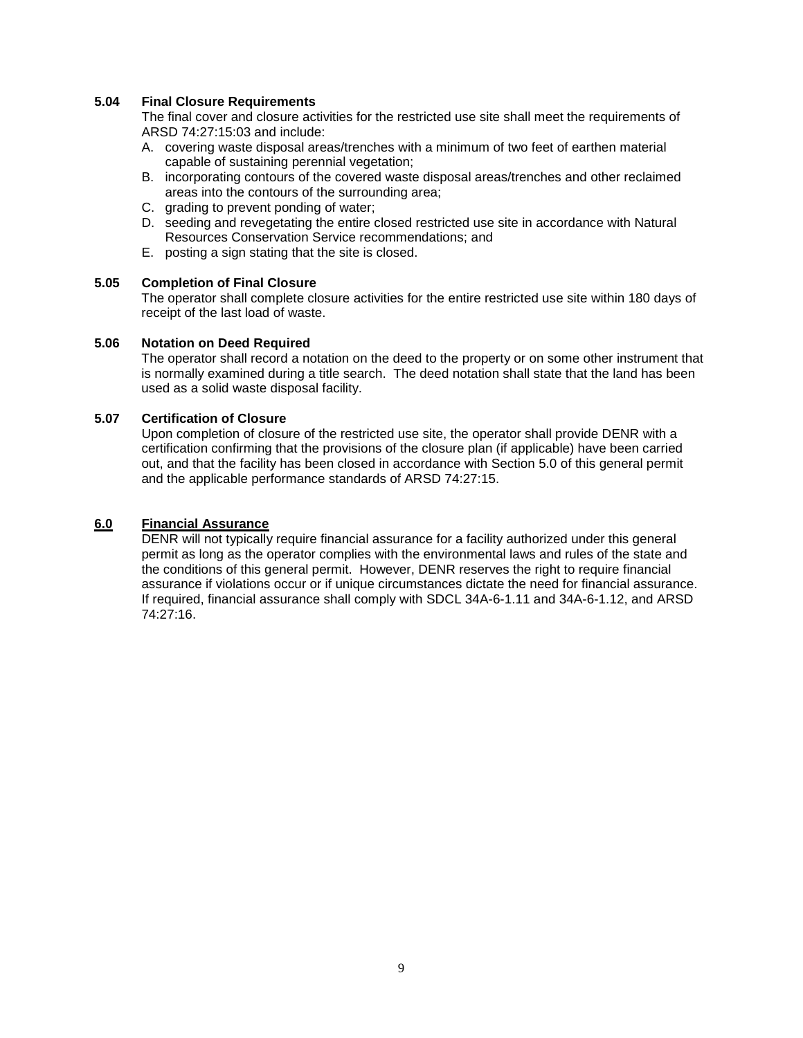### 5.04 Final Closure Requirements

The final cover and closure activities for the restricted use site shall meet the requirements of ARSD 74:27:15:03 and include:

A. covering waste disposal areas/trenches with a minimum of two feet of earthen material capable of sustaining perennial vegetation;
B. incorporating contours of the covered waste disposal areas/trenches and other reclaimed areas into the contours of the surrounding area;
C. grading to prevent ponding of water;
D. seeding and revegetating the entire closed restricted use site in accordance with Natural Resources Conservation Service recommendations; and
E. posting a sign stating that the site is closed.

### 5.05 Completion of Final Closure

The operator shall complete closure activities for the entire restricted use site within 180 days of receipt of the last load of waste.

### 5.06 Notation on Deed Required

The operator shall record a notation on the deed to the property or on some other instrument that is normally examined during a title search. The deed notation shall state that the land has been used as a solid waste disposal facility.

### 5.07 Certification of Closure

Upon completion of closure of the restricted use site, the operator shall provide DENR with a certification confirming that the provisions of the closure plan (if applicable) have been carried out, and that the facility has been closed in accordance with Section 5.0 of this general permit and the applicable performance standards of ARSD 74:27:15.

## 6.0 Financial Assurance

DENR will not typically require financial assurance for a facility authorized under this general permit as long as the operator complies with the environmental laws and rules of the state and the conditions of this general permit. However, DENR reserves the right to require financial assurance if violations occur or if unique circumstances dictate the need for financial assurance. If required, financial assurance shall comply with SDCL 34A-6-1.11 and 34A-6-1.12, and ARSD 74:27:16.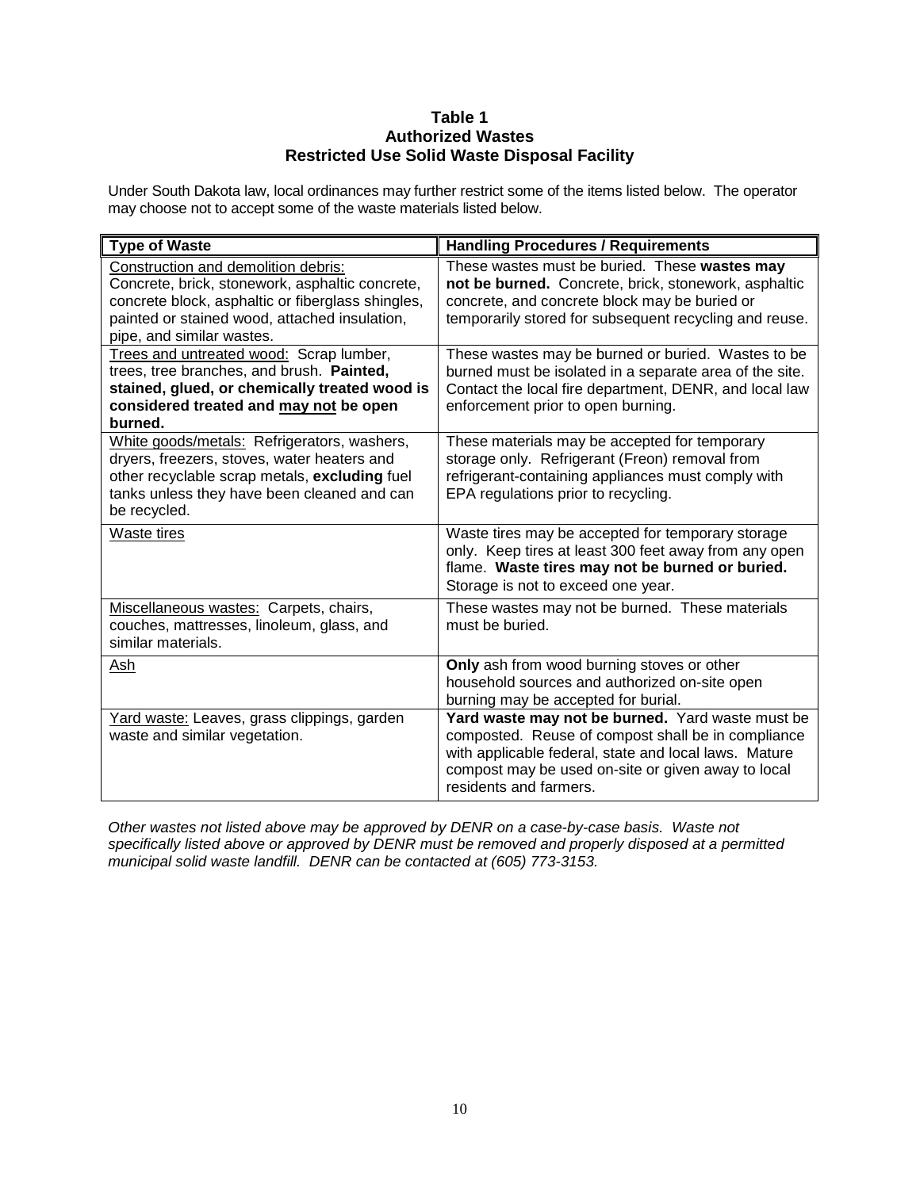**Table 1**
**Authorized Wastes**
**Restricted Use Solid Waste Disposal Facility**

Under South Dakota law, local ordinances may further restrict some of the items listed below. The operator may choose not to accept some of the waste materials listed below.

| Type of Waste | Handling Procedures / Requirements |
|---|---|
| Construction and demolition debris: Concrete, brick, stonework, asphaltic concrete, concrete block, asphaltic or fiberglass shingles, painted or stained wood, attached insulation, pipe, and similar wastes. | These wastes must be buried. These **wastes may not be burned.** Concrete, brick, stonework, asphaltic concrete, and concrete block may be buried or temporarily stored for subsequent recycling and reuse. |
| Trees and untreated wood: Scrap lumber, trees, tree branches, and brush. **Painted, stained, glued, or chemically treated wood is considered treated and may not be open burned.** | These wastes may be burned or buried. Wastes to be burned must be isolated in a separate area of the site. Contact the local fire department, DENR, and local law enforcement prior to open burning. |
| White goods/metals: Refrigerators, washers, dryers, freezers, stoves, water heaters and other recyclable scrap metals, **excluding** fuel tanks unless they have been cleaned and can be recycled. | These materials may be accepted for temporary storage only. Refrigerant (Freon) removal from refrigerant-containing appliances must comply with EPA regulations prior to recycling. |
| Waste tires | Waste tires may be accepted for temporary storage only. Keep tires at least 300 feet away from any open flame. **Waste tires may not be burned or buried.** Storage is not to exceed one year. |
| Miscellaneous wastes: Carpets, chairs, couches, mattresses, linoleum, glass, and similar materials. | These wastes may not be burned. These materials must be buried. |
| Ash | **Only** ash from wood burning stoves or other household sources and authorized on-site open burning may be accepted for burial. |
| Yard waste: Leaves, grass clippings, garden waste and similar vegetation. | **Yard waste may not be burned.** Yard waste must be composted. Reuse of compost shall be in compliance with applicable federal, state and local laws. Mature compost may be used on-site or given away to local residents and farmers. |

*Other wastes not listed above may be approved by DENR on a case-by-case basis. Waste not specifically listed above or approved by DENR must be removed and properly disposed at a permitted municipal solid waste landfill. DENR can be contacted at (605) 773-3153.*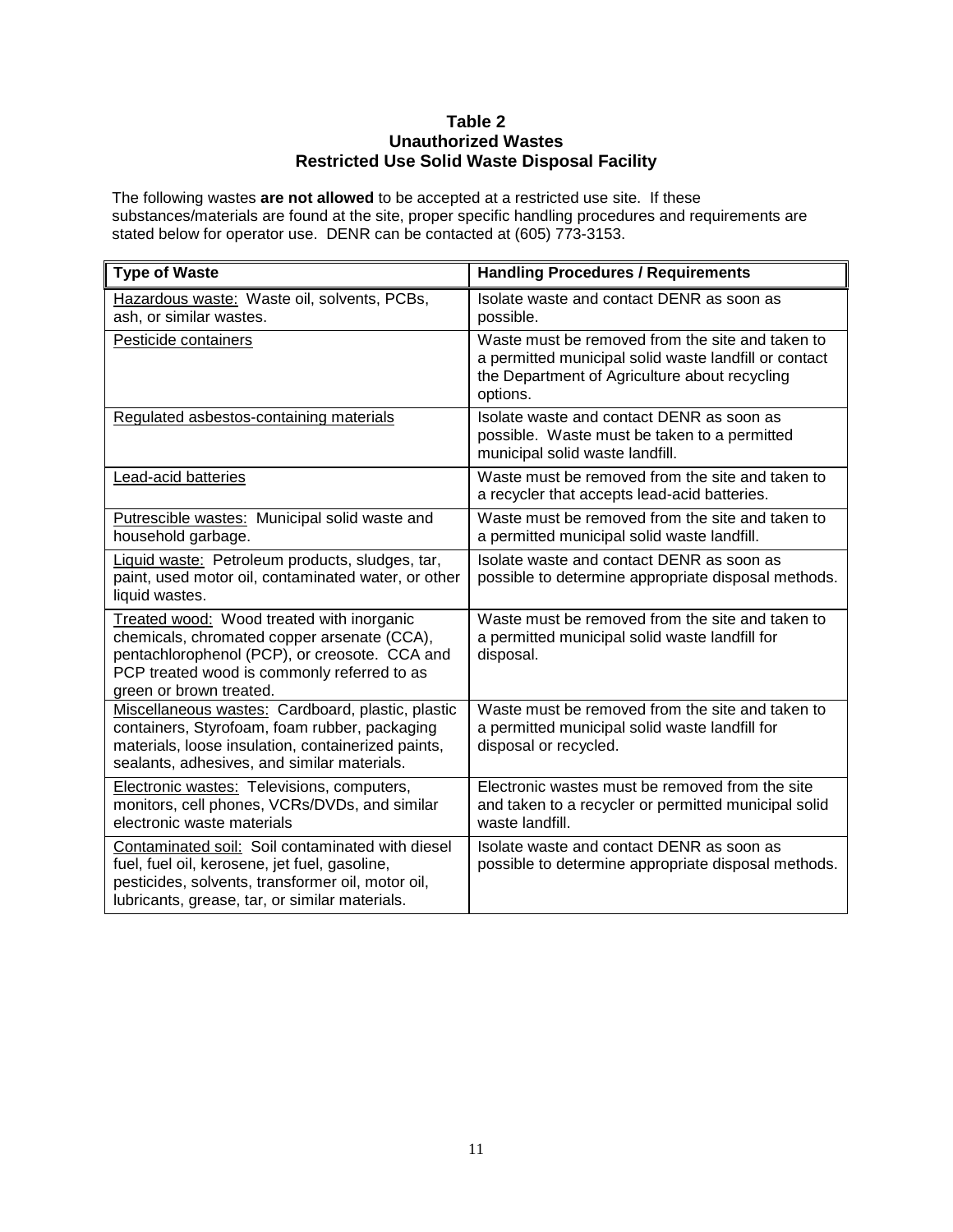**Table 2**
**Unauthorized Wastes**
**Restricted Use Solid Waste Disposal Facility**

The following wastes **are not allowed** to be accepted at a restricted use site. If these substances/materials are found at the site, proper specific handling procedures and requirements are stated below for operator use. DENR can be contacted at (605) 773-3153.

| Type of Waste | Handling Procedures / Requirements |
|---|---|
| Hazardous waste: Waste oil, solvents, PCBs, ash, or similar wastes. | Isolate waste and contact DENR as soon as possible. |
| Pesticide containers | Waste must be removed from the site and taken to a permitted municipal solid waste landfill or contact the Department of Agriculture about recycling options. |
| Regulated asbestos-containing materials | Isolate waste and contact DENR as soon as possible. Waste must be taken to a permitted municipal solid waste landfill. |
| Lead-acid batteries | Waste must be removed from the site and taken to a recycler that accepts lead-acid batteries. |
| Putrescible wastes: Municipal solid waste and household garbage. | Waste must be removed from the site and taken to a permitted municipal solid waste landfill. |
| Liquid waste: Petroleum products, sludges, tar, paint, used motor oil, contaminated water, or other liquid wastes. | Isolate waste and contact DENR as soon as possible to determine appropriate disposal methods. |
| Treated wood: Wood treated with inorganic chemicals, chromated copper arsenate (CCA), pentachlorophenol (PCP), or creosote. CCA and PCP treated wood is commonly referred to as green or brown treated. | Waste must be removed from the site and taken to a permitted municipal solid waste landfill for disposal. |
| Miscellaneous wastes: Cardboard, plastic, plastic containers, Styrofoam, foam rubber, packaging materials, loose insulation, containerized paints, sealants, adhesives, and similar materials. | Waste must be removed from the site and taken to a permitted municipal solid waste landfill for disposal or recycled. |
| Electronic wastes: Televisions, computers, monitors, cell phones, VCRs/DVDs, and similar electronic waste materials | Electronic wastes must be removed from the site and taken to a recycler or permitted municipal solid waste landfill. |
| Contaminated soil: Soil contaminated with diesel fuel, fuel oil, kerosene, jet fuel, gasoline, pesticides, solvents, transformer oil, motor oil, lubricants, grease, tar, or similar materials. | Isolate waste and contact DENR as soon as possible to determine appropriate disposal methods. |